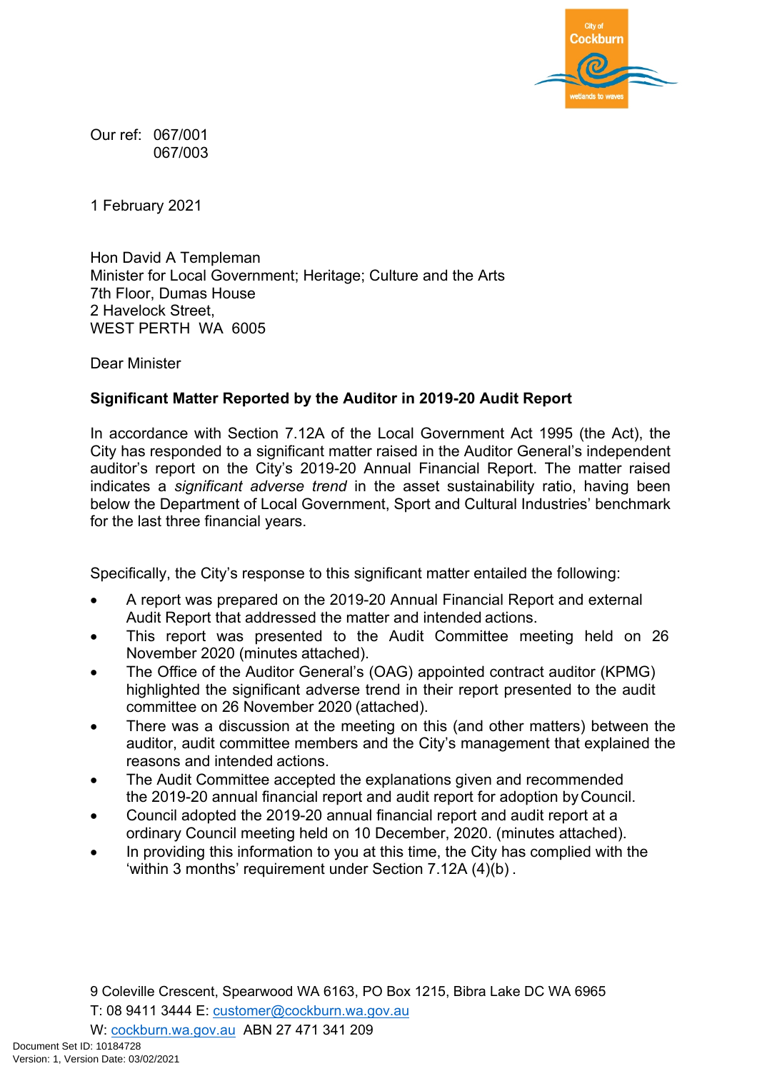Our ref: 067/001
067/003

1 February 2021

Hon David A Templeman
Minister for Local Government; Heritage; Culture and the Arts
7th Floor, Dumas House
2 Havelock Street,
WEST PERTH WA 6005

Dear Minister

**Significant Matter Reported by the Auditor in 2019-20 Audit Report**

In accordance with Section 7.12A of the Local Government Act 1995 (the Act), the City has responded to a significant matter raised in the Auditor General's independent auditor's report on the City's 2019-20 Annual Financial Report. The matter raised indicates a *significant adverse trend* in the asset sustainability ratio, having been below the Department of Local Government, Sport and Cultural Industries' benchmark for the last three financial years.

Specifically, the City's response to this significant matter entailed the following:

- A report was prepared on the 2019-20 Annual Financial Report and external Audit Report that addressed the matter and intended actions.
- This report was presented to the Audit Committee meeting held on 26 November 2020 (minutes attached).
- The Office of the Auditor General's (OAG) appointed contract auditor (KPMG) highlighted the significant adverse trend in their report presented to the audit committee on 26 November 2020 (attached).
- There was a discussion at the meeting on this (and other matters) between the auditor, audit committee members and the City's management that explained the reasons and intended actions.
- The Audit Committee accepted the explanations given and recommended the 2019-20 annual financial report and audit report for adoption by Council.
- Council adopted the 2019-20 annual financial report and audit report at a ordinary Council meeting held on 10 December, 2020. (minutes attached).
- In providing this information to you at this time, the City has complied with the 'within 3 months' requirement under Section 7.12A (4)(b) .

9 Coleville Crescent, Spearwood WA 6163, PO Box 1215, Bibra Lake DC WA 6965
T: 08 9411 3444 E: customer@cockburn.wa.gov.au
W: cockburn.wa.gov.au ABN 27 471 341 209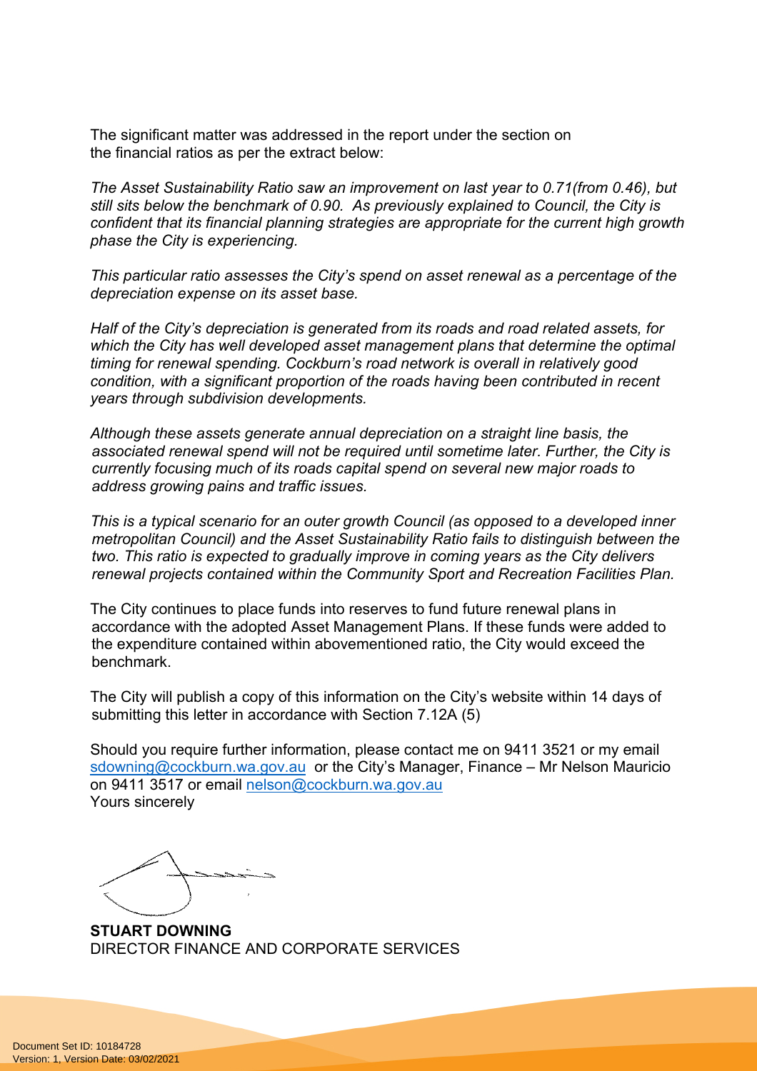The significant matter was addressed in the report under the section on the financial ratios as per the extract below:

*The Asset Sustainability Ratio saw an improvement on last year to 0.71(from 0.46), but still sits below the benchmark of 0.90. As previously explained to Council, the City is confident that its financial planning strategies are appropriate for the current high growth phase the City is experiencing.*

*This particular ratio assesses the City's spend on asset renewal as a percentage of the depreciation expense on its asset base.*

*Half of the City's depreciation is generated from its roads and road related assets, for which the City has well developed asset management plans that determine the optimal timing for renewal spending. Cockburn's road network is overall in relatively good condition, with a significant proportion of the roads having been contributed in recent years through subdivision developments.*

*Although these assets generate annual depreciation on a straight line basis, the associated renewal spend will not be required until sometime later. Further, the City is currently focusing much of its roads capital spend on several new major roads to address growing pains and traffic issues.*

*This is a typical scenario for an outer growth Council (as opposed to a developed inner metropolitan Council) and the Asset Sustainability Ratio fails to distinguish between the two. This ratio is expected to gradually improve in coming years as the City delivers renewal projects contained within the Community Sport and Recreation Facilities Plan.*

The City continues to place funds into reserves to fund future renewal plans in accordance with the adopted Asset Management Plans. If these funds were added to the expenditure contained within abovementioned ratio, the City would exceed the benchmark.

The City will publish a copy of this information on the City's website within 14 days of submitting this letter in accordance with Section 7.12A (5)

Should you require further information, please contact me on 9411 3521 or my email sdowning@cockburn.wa.gov.au or the City's Manager, Finance – Mr Nelson Mauricio on 9411 3517 or email nelson@cockburn.wa.gov.au

Yours sincerely

**STUART DOWNING**
DIRECTOR FINANCE AND CORPORATE SERVICES

Document Set ID: 10184728
Version: 1, Version Date: 03/02/2021